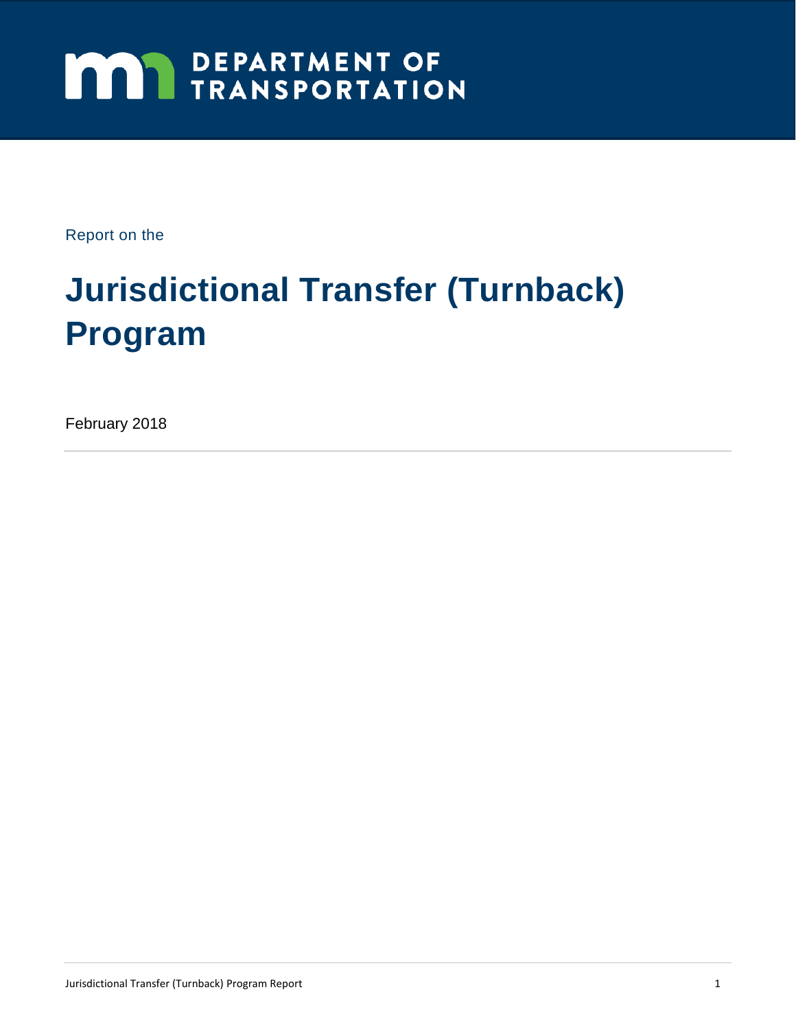DEPARTMENT OF TRANSPORTATION

Report on the

# Jurisdictional Transfer (Turnback) Program

February 2018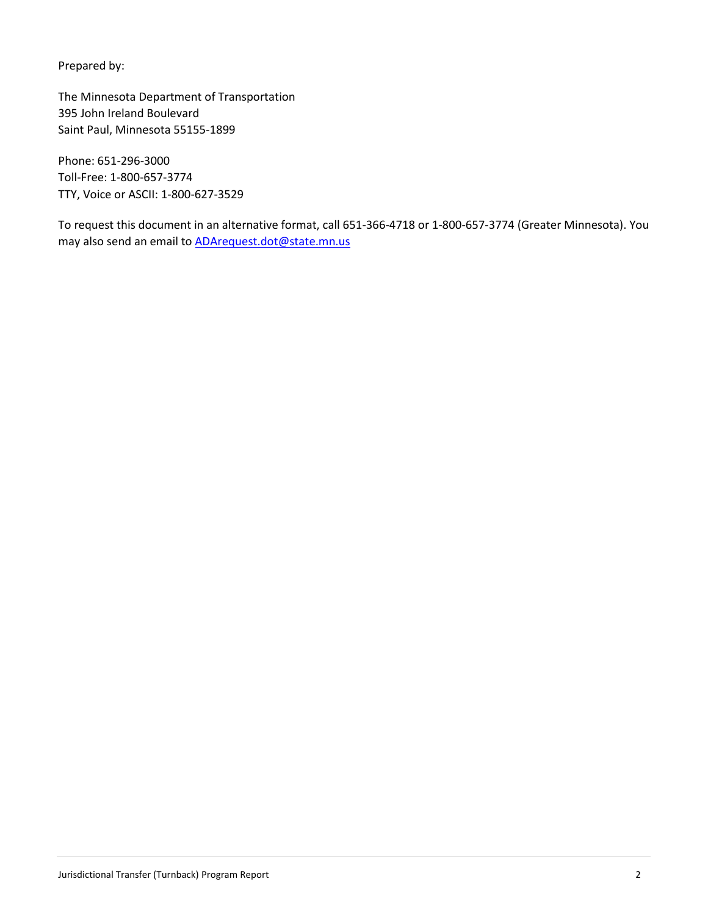Prepared by:

The Minnesota Department of Transportation
395 John Ireland Boulevard
Saint Paul, Minnesota 55155-1899

Phone: 651-296-3000
Toll-Free: 1-800-657-3774
TTY, Voice or ASCII: 1-800-627-3529

To request this document in an alternative format, call 651-366-4718 or 1-800-657-3774 (Greater Minnesota). You may also send an email to [ADArequest.dot@state.mn.us](mailto:ADArequest.dot@state.mn.us)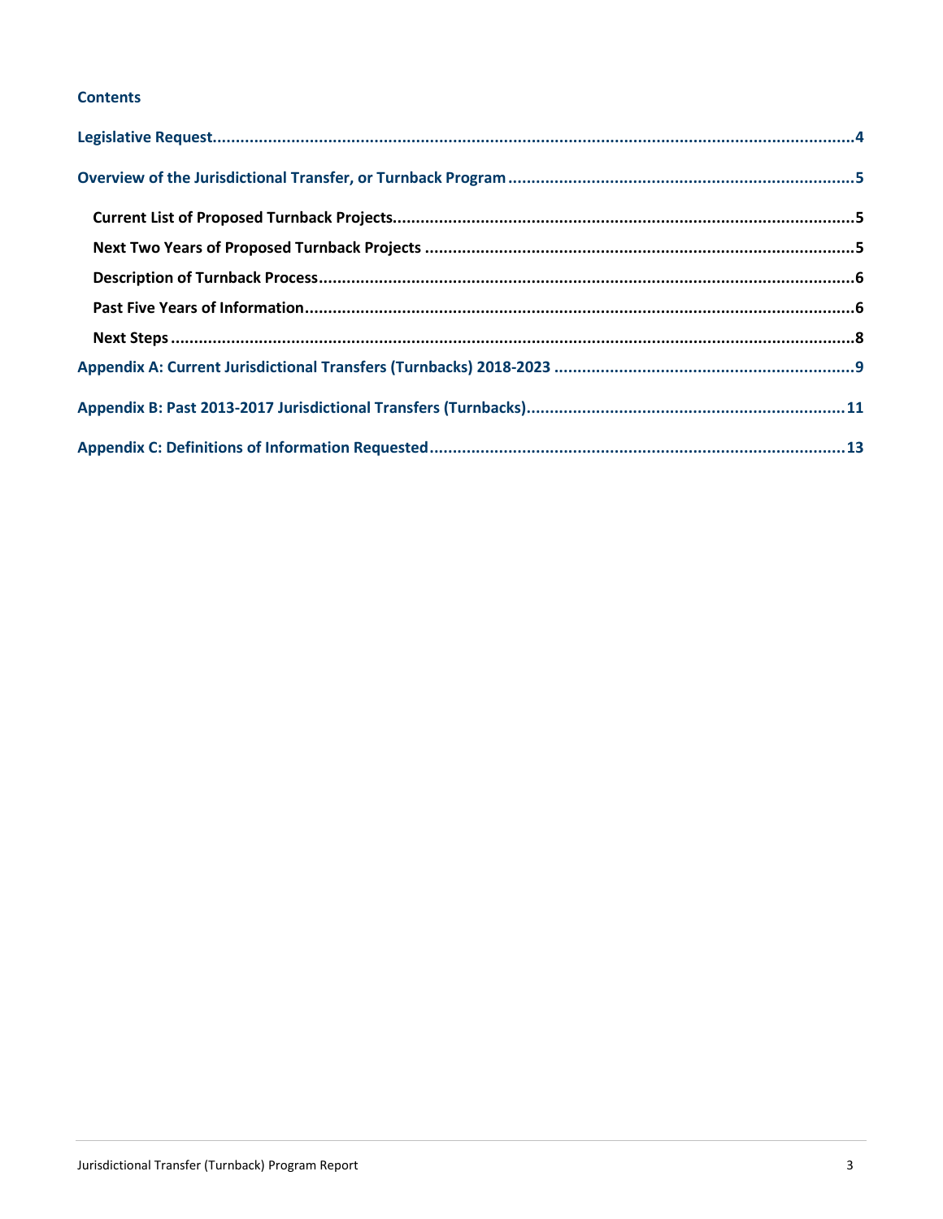## Contents

- Legislative Request....4
- Overview of the Jurisdictional Transfer, or Turnback Program....5
  - Current List of Proposed Turnback Projects....5
  - Next Two Years of Proposed Turnback Projects....5
  - Description of Turnback Process....6
  - Past Five Years of Information....6
  - Next Steps....8
- Appendix A: Current Jurisdictional Transfers (Turnbacks) 2018-2023....9
- Appendix B: Past 2013-2017 Jurisdictional Transfers (Turnbacks)....11
- Appendix C: Definitions of Information Requested....13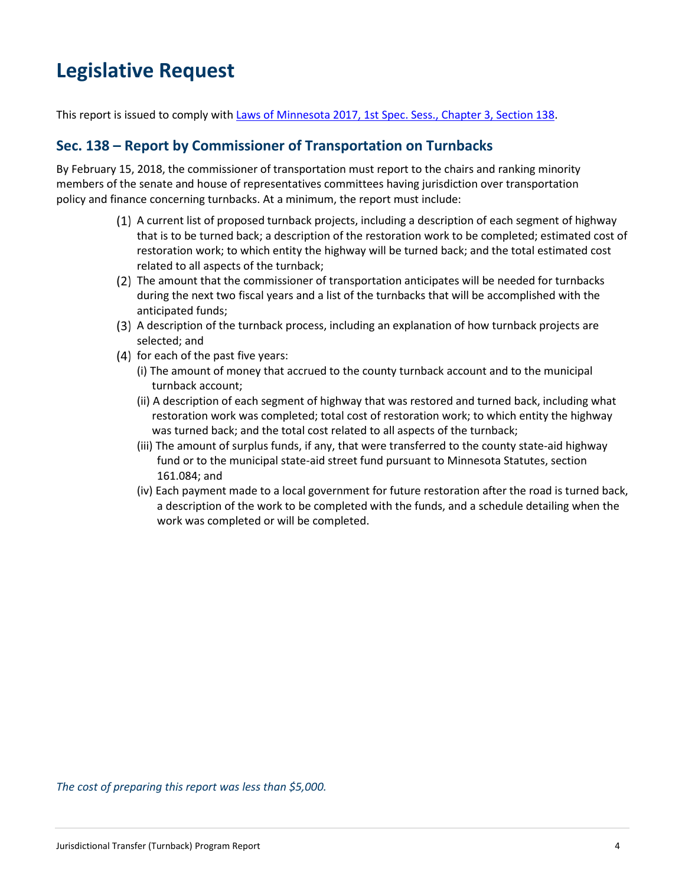# Legislative Request

This report is issued to comply with [Laws of Minnesota 2017, 1st Spec. Sess., Chapter 3, Section 138](#).

## Sec. 138 – Report by Commissioner of Transportation on Turnbacks

By February 15, 2018, the commissioner of transportation must report to the chairs and ranking minority members of the senate and house of representatives committees having jurisdiction over transportation policy and finance concerning turnbacks. At a minimum, the report must include:

(1) A current list of proposed turnback projects, including a description of each segment of highway that is to be turned back; a description of the restoration work to be completed; estimated cost of restoration work; to which entity the highway will be turned back; and the total estimated cost related to all aspects of the turnback;

(2) The amount that the commissioner of transportation anticipates will be needed for turnbacks during the next two fiscal years and a list of the turnbacks that will be accomplished with the anticipated funds;

(3) A description of the turnback process, including an explanation of how turnback projects are selected; and

(4) for each of the past five years:

- (i) The amount of money that accrued to the county turnback account and to the municipal turnback account;
- (ii) A description of each segment of highway that was restored and turned back, including what restoration work was completed; total cost of restoration work; to which entity the highway was turned back; and the total cost related to all aspects of the turnback;
- (iii) The amount of surplus funds, if any, that were transferred to the county state-aid highway fund or to the municipal state-aid street fund pursuant to Minnesota Statutes, section 161.084; and
- (iv) Each payment made to a local government for future restoration after the road is turned back, a description of the work to be completed with the funds, and a schedule detailing when the work was completed or will be completed.

*The cost of preparing this report was less than $5,000.*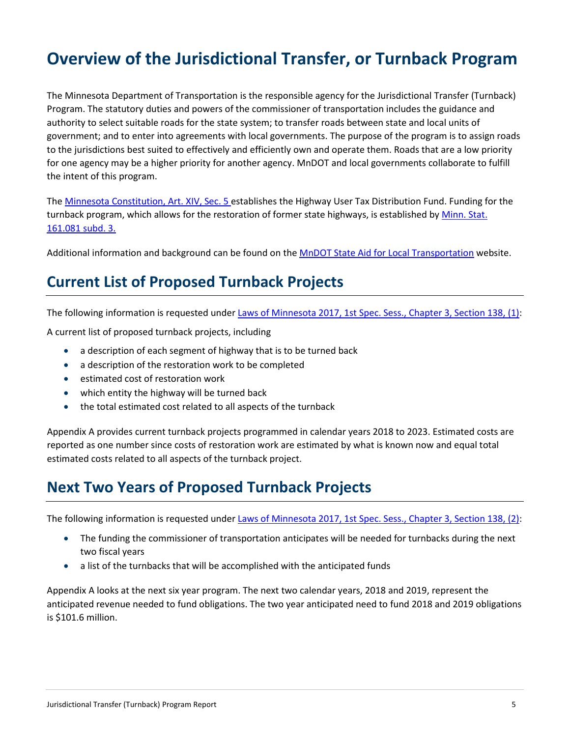# Overview of the Jurisdictional Transfer, or Turnback Program

The Minnesota Department of Transportation is the responsible agency for the Jurisdictional Transfer (Turnback) Program. The statutory duties and powers of the commissioner of transportation includes the guidance and authority to select suitable roads for the state system; to transfer roads between state and local units of government; and to enter into agreements with local governments. The purpose of the program is to assign roads to the jurisdictions best suited to effectively and efficiently own and operate them. Roads that are a low priority for one agency may be a higher priority for another agency. MnDOT and local governments collaborate to fulfill the intent of this program.

The Minnesota Constitution, Art. XIV, Sec. 5 establishes the Highway User Tax Distribution Fund. Funding for the turnback program, which allows for the restoration of former state highways, is established by Minn. Stat. 161.081 subd. 3.

Additional information and background can be found on the MnDOT State Aid for Local Transportation website.

## Current List of Proposed Turnback Projects

The following information is requested under Laws of Minnesota 2017, 1st Spec. Sess., Chapter 3, Section 138, (1):

A current list of proposed turnback projects, including

- a description of each segment of highway that is to be turned back
- a description of the restoration work to be completed
- estimated cost of restoration work
- which entity the highway will be turned back
- the total estimated cost related to all aspects of the turnback

Appendix A provides current turnback projects programmed in calendar years 2018 to 2023. Estimated costs are reported as one number since costs of restoration work are estimated by what is known now and equal total estimated costs related to all aspects of the turnback project.

## Next Two Years of Proposed Turnback Projects

The following information is requested under Laws of Minnesota 2017, 1st Spec. Sess., Chapter 3, Section 138, (2):

- The funding the commissioner of transportation anticipates will be needed for turnbacks during the next two fiscal years
- a list of the turnbacks that will be accomplished with the anticipated funds

Appendix A looks at the next six year program. The next two calendar years, 2018 and 2019, represent the anticipated revenue needed to fund obligations. The two year anticipated need to fund 2018 and 2019 obligations is $101.6 million.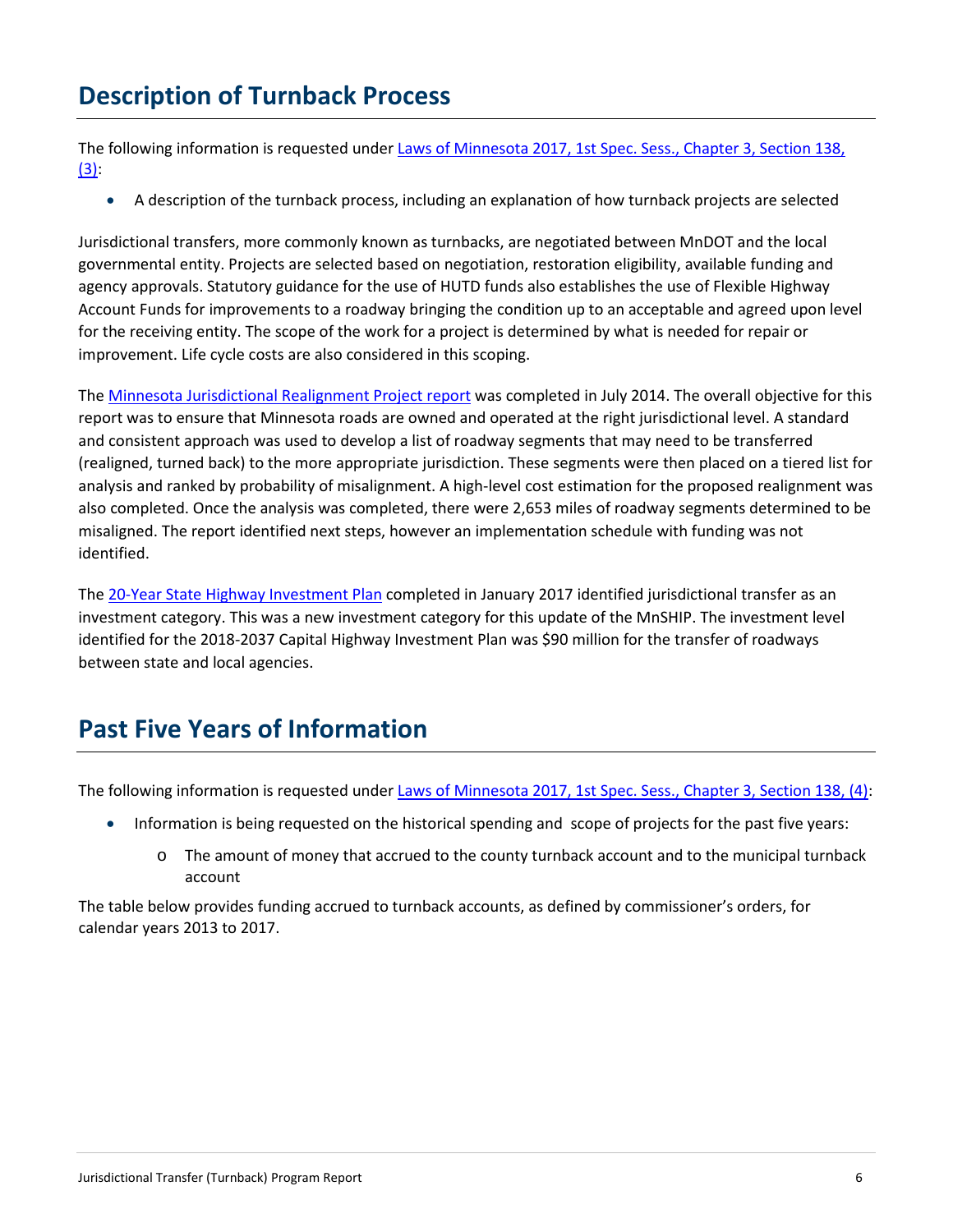## Description of Turnback Process

The following information is requested under [Laws of Minnesota 2017, 1st Spec. Sess., Chapter 3, Section 138, (3)](#):

- A description of the turnback process, including an explanation of how turnback projects are selected

Jurisdictional transfers, more commonly known as turnbacks, are negotiated between MnDOT and the local governmental entity. Projects are selected based on negotiation, restoration eligibility, available funding and agency approvals. Statutory guidance for the use of HUTD funds also establishes the use of Flexible Highway Account Funds for improvements to a roadway bringing the condition up to an acceptable and agreed upon level for the receiving entity. The scope of the work for a project is determined by what is needed for repair or improvement. Life cycle costs are also considered in this scoping.

The [Minnesota Jurisdictional Realignment Project report](#) was completed in July 2014. The overall objective for this report was to ensure that Minnesota roads are owned and operated at the right jurisdictional level. A standard and consistent approach was used to develop a list of roadway segments that may need to be transferred (realigned, turned back) to the more appropriate jurisdiction. These segments were then placed on a tiered list for analysis and ranked by probability of misalignment. A high-level cost estimation for the proposed realignment was also completed. Once the analysis was completed, there were 2,653 miles of roadway segments determined to be misaligned. The report identified next steps, however an implementation schedule with funding was not identified.

The [20-Year State Highway Investment Plan](#) completed in January 2017 identified jurisdictional transfer as an investment category. This was a new investment category for this update of the MnSHIP. The investment level identified for the 2018-2037 Capital Highway Investment Plan was $90 million for the transfer of roadways between state and local agencies.

## Past Five Years of Information

The following information is requested under [Laws of Minnesota 2017, 1st Spec. Sess., Chapter 3, Section 138, (4)](#):

- Information is being requested on the historical spending and scope of projects for the past five years:
  - The amount of money that accrued to the county turnback account and to the municipal turnback account

The table below provides funding accrued to turnback accounts, as defined by commissioner's orders, for calendar years 2013 to 2017.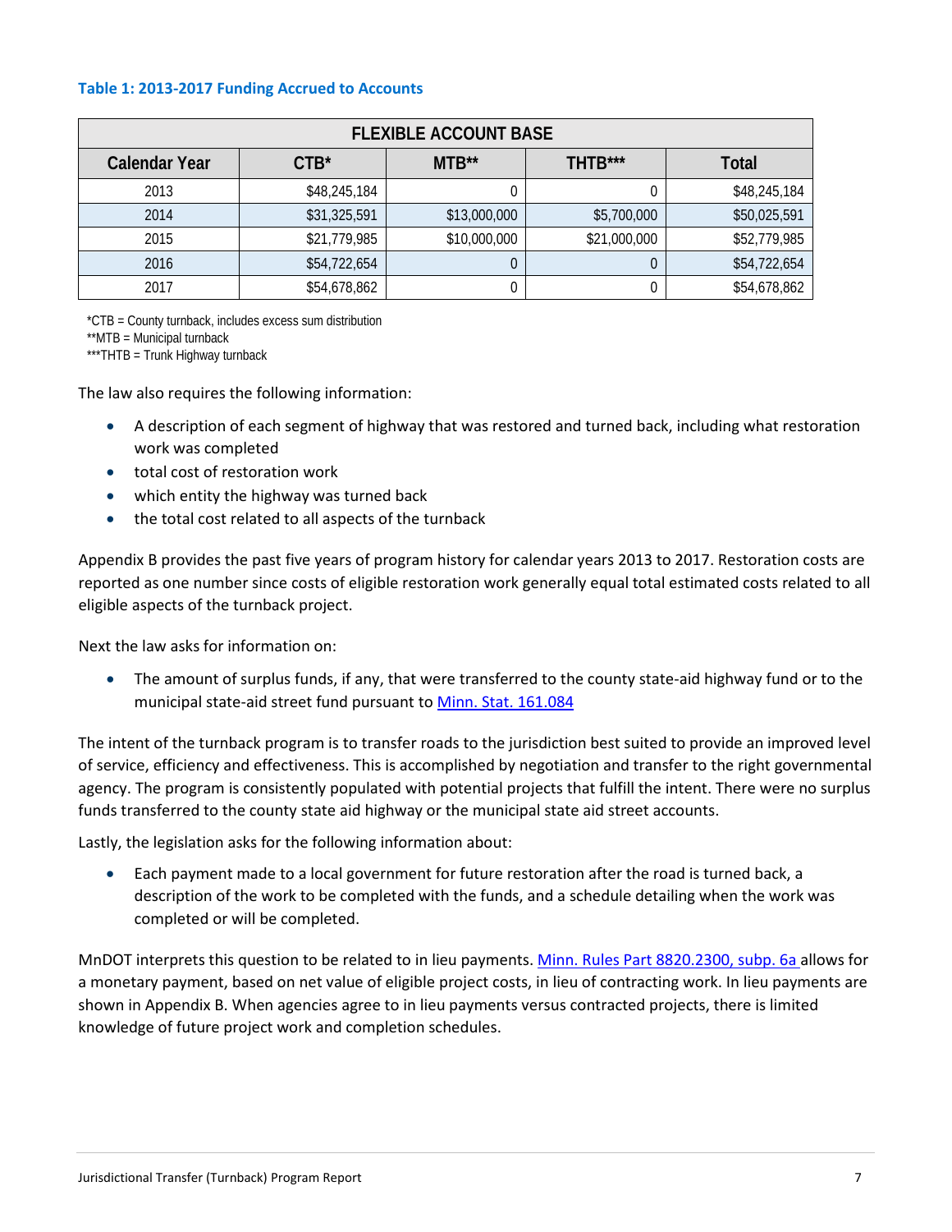### Table 1: 2013-2017 Funding Accrued to Accounts

| FLEXIBLE ACCOUNT BASE | | | | |
|---|---|---|---|---|
| Calendar Year | CTB* | MTB** | THTB*** | Total |
| 2013 | $48,245,184 | 0 | 0 | $48,245,184 |
| 2014 | $31,325,591 | $13,000,000 | $5,700,000 | $50,025,591 |
| 2015 | $21,779,985 | $10,000,000 | $21,000,000 | $52,779,985 |
| 2016 | $54,722,654 | 0 | 0 | $54,722,654 |
| 2017 | $54,678,862 | 0 | 0 | $54,678,862 |

*CTB = County turnback, includes excess sum distribution
**MTB = Municipal turnback
***THTB = Trunk Highway turnback

The law also requires the following information:

- A description of each segment of highway that was restored and turned back, including what restoration work was completed
- total cost of restoration work
- which entity the highway was turned back
- the total cost related to all aspects of the turnback

Appendix B provides the past five years of program history for calendar years 2013 to 2017. Restoration costs are reported as one number since costs of eligible restoration work generally equal total estimated costs related to all eligible aspects of the turnback project.

Next the law asks for information on:

- The amount of surplus funds, if any, that were transferred to the county state-aid highway fund or to the municipal state-aid street fund pursuant to [Minn. Stat. 161.084]

The intent of the turnback program is to transfer roads to the jurisdiction best suited to provide an improved level of service, efficiency and effectiveness. This is accomplished by negotiation and transfer to the right governmental agency. The program is consistently populated with potential projects that fulfill the intent. There were no surplus funds transferred to the county state aid highway or the municipal state aid street accounts.

Lastly, the legislation asks for the following information about:

- Each payment made to a local government for future restoration after the road is turned back, a description of the work to be completed with the funds, and a schedule detailing when the work was completed or will be completed.

MnDOT interprets this question to be related to in lieu payments. [Minn. Rules Part 8820.2300, subp. 6a] allows for a monetary payment, based on net value of eligible project costs, in lieu of contracting work. In lieu payments are shown in Appendix B. When agencies agree to in lieu payments versus contracted projects, there is limited knowledge of future project work and completion schedules.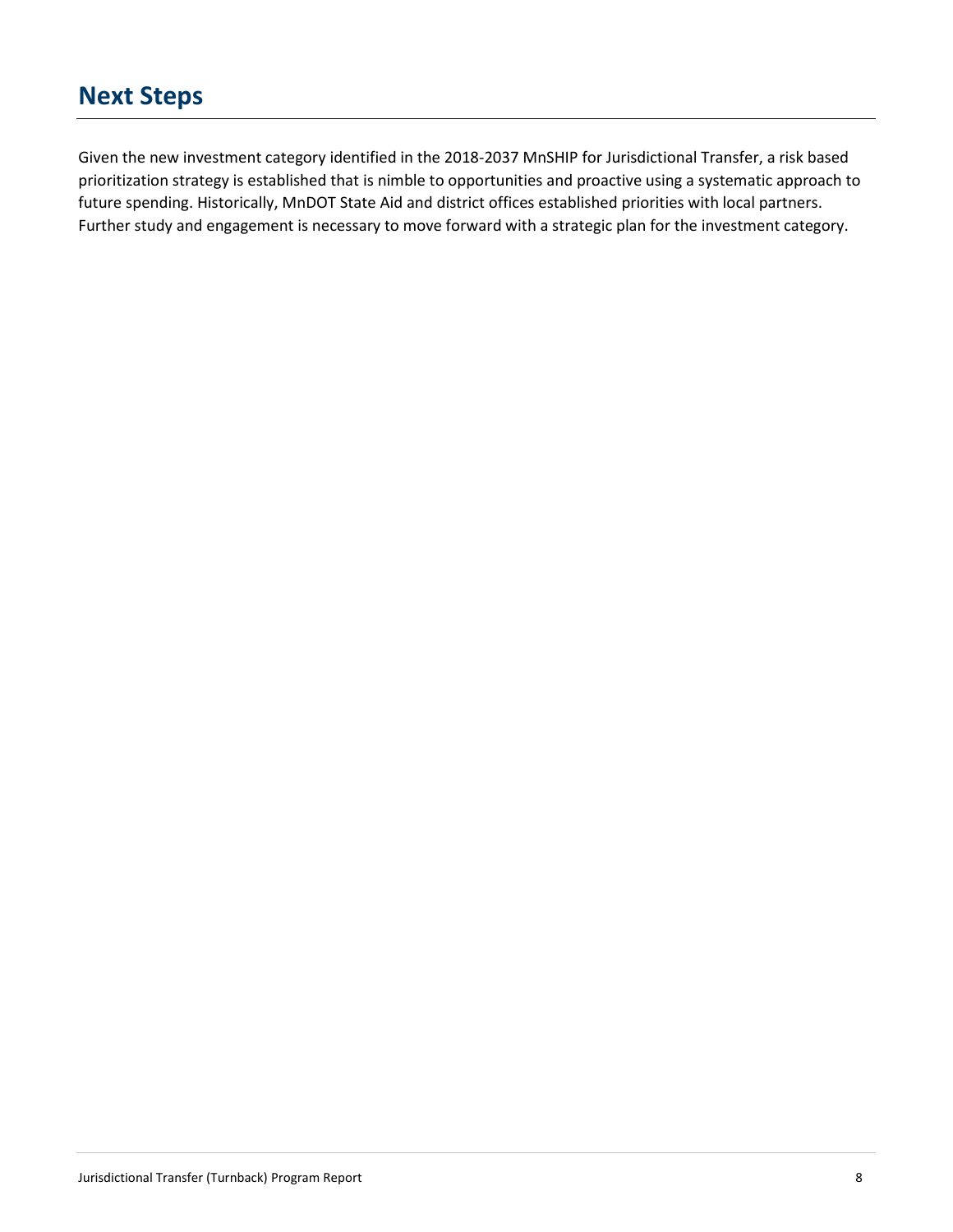## Next Steps

Given the new investment category identified in the 2018-2037 MnSHIP for Jurisdictional Transfer, a risk based prioritization strategy is established that is nimble to opportunities and proactive using a systematic approach to future spending. Historically, MnDOT State Aid and district offices established priorities with local partners. Further study and engagement is necessary to move forward with a strategic plan for the investment category.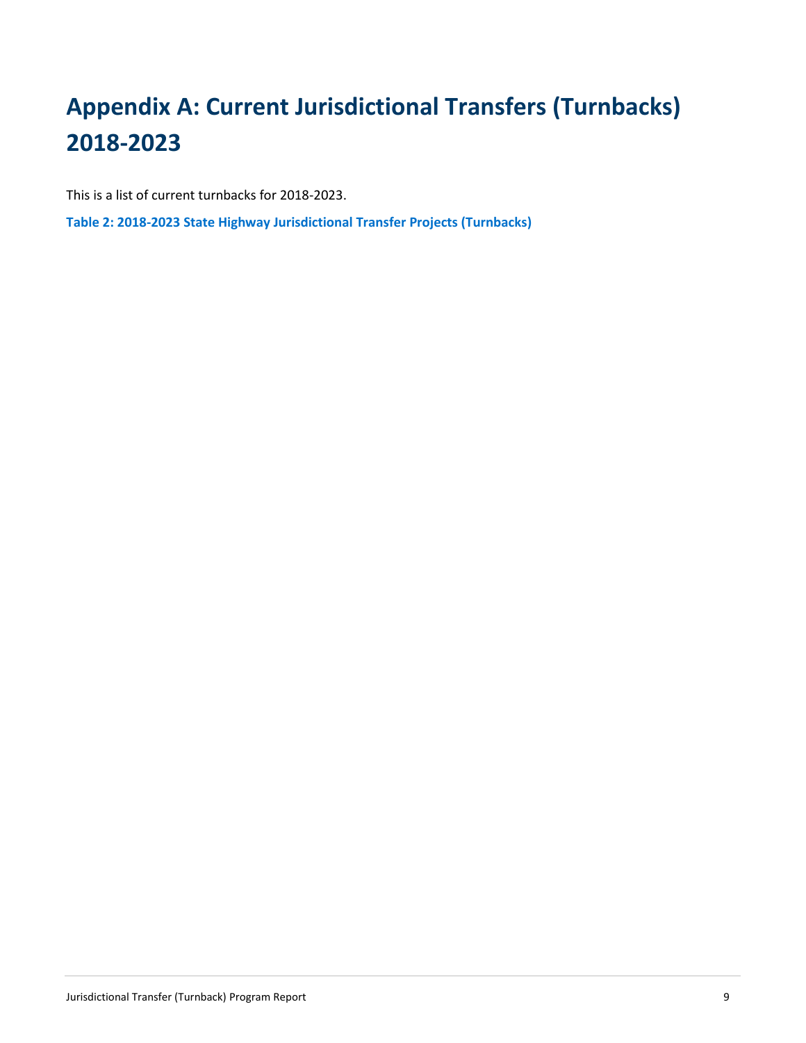# Appendix A: Current Jurisdictional Transfers (Turnbacks) 2018-2023

This is a list of current turnbacks for 2018-2023.

**Table 2: 2018-2023 State Highway Jurisdictional Transfer Projects (Turnbacks)**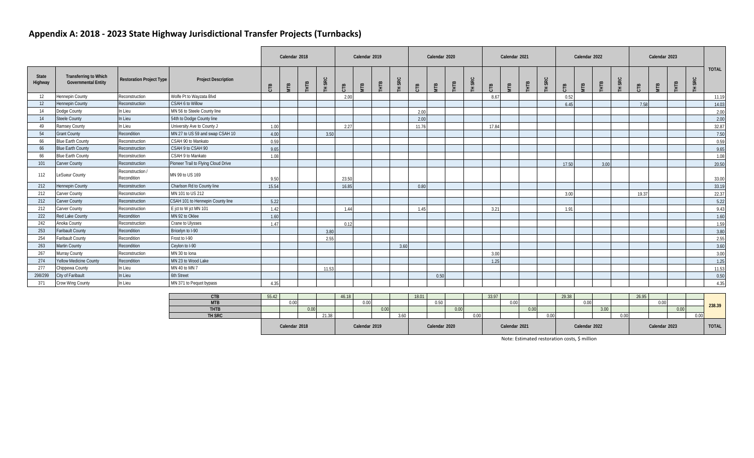## Appendix A: 2018 - 2023 State Highway Jurisdictional Transfer Projects (Turnbacks)

| State Highway | Transferring to Which Governmental Entity | Restoration Project Type | Project Description | Calendar 2018 | | | | Calendar 2019 | | | | Calendar 2020 | | | | Calendar 2021 | | | | Calendar 2022 | | | | Calendar 2023 | | | | TOTAL |
|---|---|---|---|---|---|---|---|---|---|---|---|---|---|---|---|---|---|---|---|---|---|---|---|---|---|---|---|---|
| | | | | CTB | MTB | THTB | TH SRC | CTB | MTB | THTB | TH SRC | CTB | MTB | THTB | TH SRC | CTB | MTB | THTB | TH SRC | CTB | MTB | THTB | TH SRC | CTB | MTB | THTB | TH SRC | |
| 12 | Hennepin County | Reconstruction | Wolfe Pt to Wayzata Blvd | | | | | 2.00 | | | | | | | | 8.67 | | | | 0.52 | | | | | | | | 11.19 |
| 12 | Hennepin County | Reconstruction | CSAH 6 to Willow | | | | | | | | | | | | | | | | | 6.45 | | | | 7.58 | | | | 14.03 |
| 14 | Dodge County | In Lieu | MN 56 to Steele County line | | | | | | | | | 2.00 | | | | | | | | | | | | | | | | 2.00 |
| 14 | Steele County | In Lieu | 54th to Dodge County line | | | | | | | | | 2.00 | | | | | | | | | | | | | | | | 2.00 |
| 49 | Ramsey County | In Lieu | University Ave to County J | 1.00 | | | | 2.27 | | | | 11.76 | | | | 17.84 | | | | | | | | | | | | 32.87 |
| 54 | Grant County | Recondition | MN 27 to US 59 and swap CSAH 10 | 4.00 | | | 3.50 | | | | | | | | | | | | | | | | | | | | | 7.50 |
| 66 | Blue Earth County | Reconstruction | CSAH 90 to Mankato | 0.59 | | | | | | | | | | | | | | | | | | | | | | | | 0.59 |
| 66 | Blue Earth County | Reconstruction | CSAH 9 to CSAH 90 | 9.65 | | | | | | | | | | | | | | | | | | | | | | | | 9.65 |
| 66 | Blue Earth County | Reconstruction | CSAH 9 to Mankato | 1.08 | | | | | | | | | | | | | | | | | | | | | | | | 1.08 |
| 101 | Carver County | Reconstruction | Pioneer Trail to Flying Cloud Drive | | | | | | | | | | | | | | | | | 17.50 | | 3.00 | | | | | | 20.50 |
| 112 | LeSueur County | Reconstruction / Recondition | MN 99 to US 169 | 9.50 | | | | 23.50 | | | | | | | | | | | | | | | | | | | | 33.00 |
| 212 | Hennepin County | Reconstruction | Charlson Rd to County line | 15.54 | | | | 16.85 | | | | 0.80 | | | | | | | | | | | | | | | | 33.19 |
| 212 | Carver County | Reconstruction | MN 101 to US 212 | | | | | | | | | | | | | | | | | 3.00 | | | | 19.37 | | | | 22.37 |
| 212 | Carver County | Reconstruction | CSAH 101 to Hennepin County line | 5.22 | | | | | | | | | | | | | | | | | | | | | | | | 5.22 |
| 212 | Carver County | Reconstruction | E jct to W jct MN 101 | 1.42 | | | | 1.44 | | | | 1.45 | | | | 3.21 | | | | 1.91 | | | | | | | | 9.43 |
| 222 | Red Lake County | Recondition | MN 92 to Oklee | 1.60 | | | | | | | | | | | | | | | | | | | | | | | | 1.60 |
| 242 | Anoka County | Reconstruction | Crane to Ulysses | 1.47 | | | | 0.12 | | | | | | | | | | | | | | | | | | | | 1.59 |
| 253 | Faribault County | Recondition | Bricelyn to I-90 | | | | 3.80 | | | | | | | | | | | | | | | | | | | | | 3.80 |
| 254 | Faribault County | Recondition | Frost to I-90 | | | | 2.55 | | | | | | | | | | | | | | | | | | | | | 2.55 |
| 263 | Martin County | Recondition | Ceylon to I-90 | | | | | | | | 3.60 | | | | | | | | | | | | | | | | | 3.60 |
| 267 | Murray County | Reconstruction | MN 30 to Iona | | | | | | | | | | | | | 3.00 | | | | | | | | | | | | 3.00 |
| 274 | Yellow Medicine County | Recondition | MN 23 to Wood Lake | | | | | | | | | | | | | 1.25 | | | | | | | | | | | | 1.25 |
| 277 | Chippewa County | In Lieu | MN 40 to MN 7 | | | | 11.53 | | | | | | | | | | | | | | | | | | | | | 11.53 |
| 298/299 | City of Faribault | In Lieu | 6th Street | | | | | | | | | | 0.50 | | | | | | | | | | | | | | | 0.50 |
| 371 | Crow Wing County | In Lieu | MN 371 to Pequot bypass | 4.35 | | | | | | | | | | | | | | | | | | | | | | | | 4.35 |

| | Calendar 2018 | | | | Calendar 2019 | | | | Calendar 2020 | | | | Calendar 2021 | | | | Calendar 2022 | | | | Calendar 2023 | | | | TOTAL |
|---|---|---|---|---|---|---|---|---|---|---|---|---|---|---|---|---|---|---|---|---|---|---|---|---|---|
| CTB | 55.42 | | | | 46.18 | | | | 18.01 | | | | 33.97 | | | | 29.38 | | | | 26.95 | | | | 238.39 |
| MTB | | 0.00 | | | | 0.00 | | | | 0.50 | | | | 0.00 | | | | 0.00 | | | | 0.00 | | | |
| THTB | | | 0.00 | | | | 0.00 | | | | 0.00 | | | | 0.00 | | | | 3.00 | | | | 0.00 | | |
| TH SRC | | | | 21.38 | | | | 3.60 | | | | 0.00 | | | | 0.00 | | | | 0.00 | | | | 0.00 | |

Note: Estimated restoration costs, $ million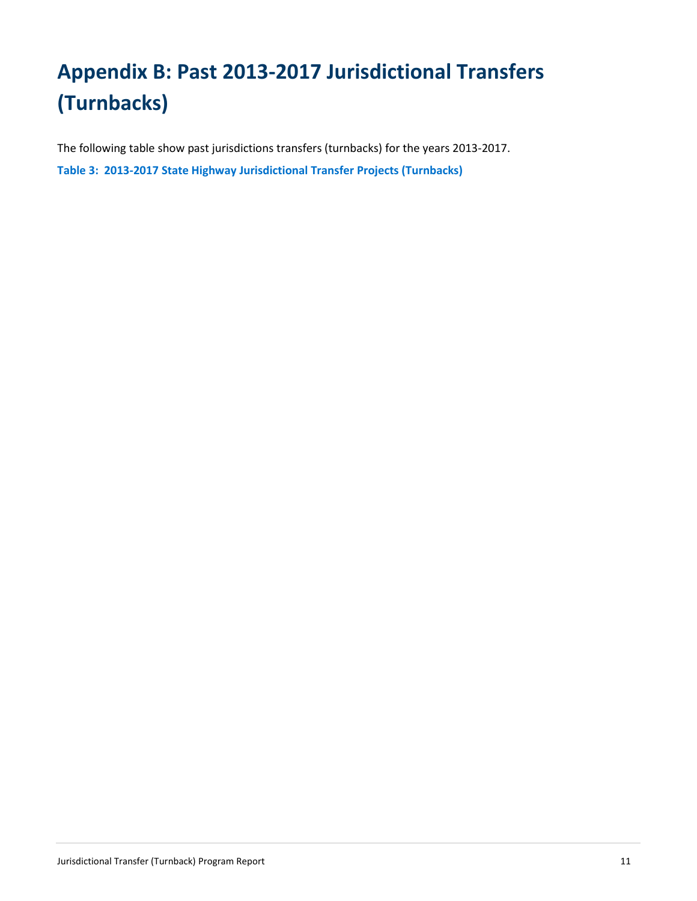# Appendix B: Past 2013-2017 Jurisdictional Transfers (Turnbacks)

The following table show past jurisdictions transfers (turnbacks) for the years 2013-2017.

**Table 3: 2013-2017 State Highway Jurisdictional Transfer Projects (Turnbacks)**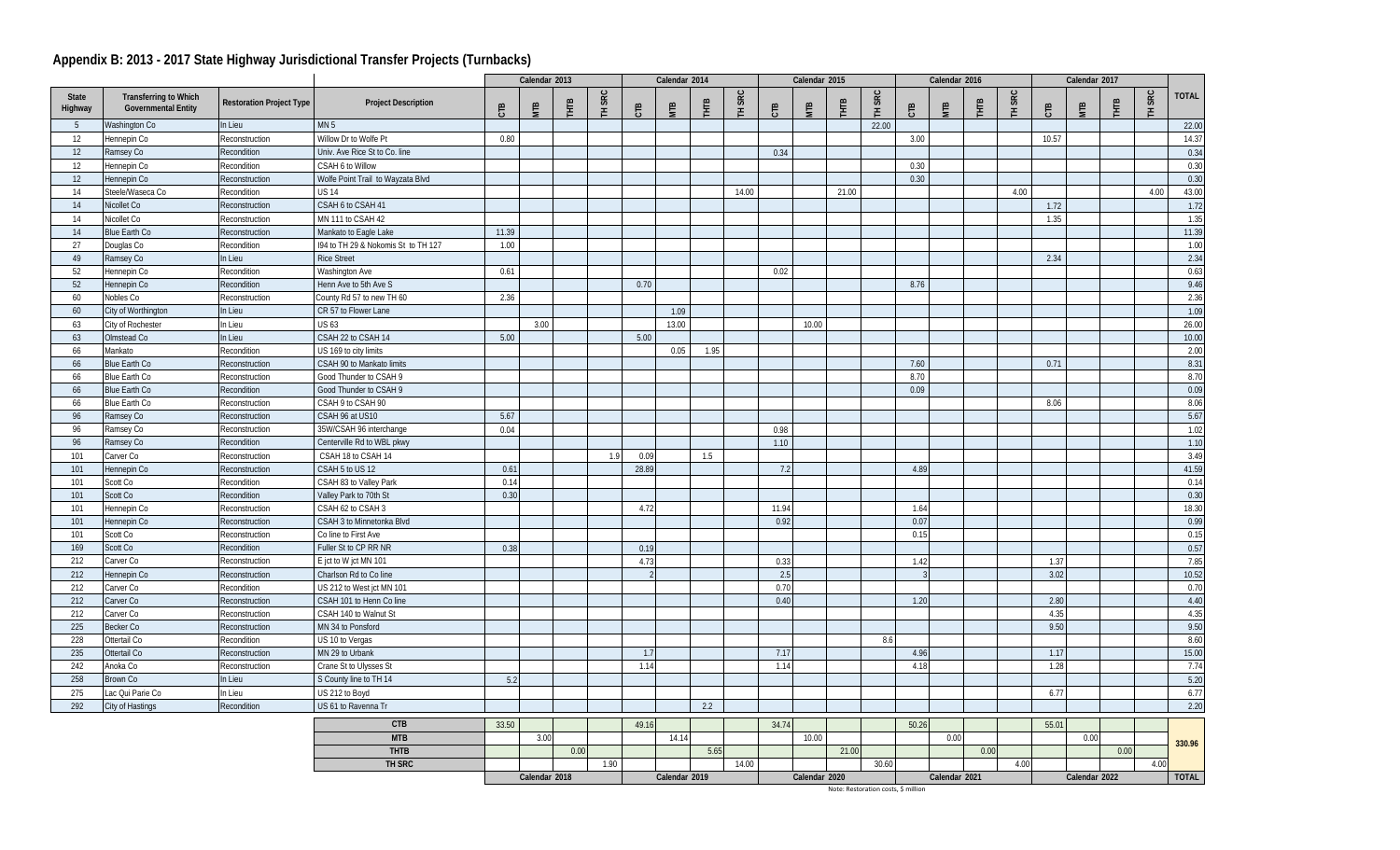## Appendix B: 2013 - 2017 State Highway Jurisdictional Transfer Projects (Turnbacks)

| | | | | Calendar 2013 | | | | Calendar 2014 | | | | Calendar 2015 | | | | Calendar 2016 | | | | Calendar 2017 | | | | |
|---|---|---|---|---|---|---|---|---|---|---|---|---|---|---|---|---|---|---|---|---|---|---|---|---|
| State Highway | Transferring to Which Governmental Entity | Restoration Project Type | Project Description | CTB | MTB | THTB | TH SRC | CTB | MTB | THTB | TH SRC | CTB | MTB | THTB | TH SRC | CTB | MTB | THTB | TH SRC | CTB | MTB | THTB | TH SRC | TOTAL |
| 5 | Washington Co | In Lieu | MN 5 | | | | | | | | | | | | 22.00 | | | | | | | | | 22.00 |
| 12 | Hennepin Co | Reconstruction | Willow Dr to Wolfe Pt | 0.80 | | | | | | | | | | | | 3.00 | | | | 10.57 | | | | 14.37 |
| 12 | Ramsey Co | Recondition | Univ. Ave Rice St to Co. line | | | | | | | | | 0.34 | | | | | | | | | | | | 0.34 |
| 12 | Hennepin Co | Recondition | CSAH 6 to Willow | | | | | | | | | | | | | 0.30 | | | | | | | | 0.30 |
| 12 | Hennepin Co | Reconstruction | Wolfe Point Trail to Wayzata Blvd | | | | | | | | | | | | | 0.30 | | | | | | | | 0.30 |
| 14 | Steele/Waseca Co | Recondition | US 14 | | | | | | | | 14.00 | | | 21.00 | | | | | 4.00 | | | | 4.00 | 43.00 |
| 14 | Nicollet Co | Reconstruction | CSAH 6 to CSAH 41 | | | | | | | | | | | | | | | | | 1.72 | | | | 1.72 |
| 14 | Nicollet Co | Reconstruction | MN 111 to CSAH 42 | | | | | | | | | | | | | | | | | 1.35 | | | | 1.35 |
| 14 | Blue Earth Co | Reconstruction | Mankato to Eagle Lake | 11.39 | | | | | | | | | | | | | | | | | | | | 11.39 |
| 27 | Douglas Co | Recondition | I94 to TH 29 & Nokomis St to TH 127 | 1.00 | | | | | | | | | | | | | | | | | | | | 1.00 |
| 49 | Ramsey Co | In Lieu | Rice Street | | | | | | | | | | | | | | | | | 2.34 | | | | 2.34 |
| 52 | Hennepin Co | Recondition | Washington Ave | 0.61 | | | | | | | | 0.02 | | | | | | | | | | | | 0.63 |
| 52 | Hennepin Co | Recondition | Henn Ave to 5th Ave S | | | | | 0.70 | | | | | | | | 8.76 | | | | | | | | 9.46 |
| 60 | Nobles Co | Reconstruction | County Rd 57 to new TH 60 | 2.36 | | | | | | | | | | | | | | | | | | | | 2.36 |
| 60 | City of Worthington | In Lieu | CR 57 to Flower Lane | | | | | | 1.09 | | | | | | | | | | | | | | | 1.09 |
| 63 | City of Rochester | In Lieu | US 63 | | 3.00 | | | | 13.00 | | | | 10.00 | | | | | | | | | | | 26.00 |
| 63 | Olmstead Co | In Lieu | CSAH 22 to CSAH 14 | 5.00 | | | | 5.00 | | | | | | | | | | | | | | | | 10.00 |
| 66 | Mankato | Recondition | US 169 to city limits | | | | | | 0.05 | 1.95 | | | | | | | | | | | | | | 2.00 |
| 66 | Blue Earth Co | Reconstruction | CSAH 90 to Mankato limits | | | | | | | | | | | | | 7.60 | | | | 0.71 | | | | 8.31 |
| 66 | Blue Earth Co | Reconstruction | Good Thunder to CSAH 9 | | | | | | | | | | | | | 8.70 | | | | | | | | 8.70 |
| 66 | Blue Earth Co | Recondition | Good Thunder to CSAH 9 | | | | | | | | | | | | | 0.09 | | | | | | | | 0.09 |
| 66 | Blue Earth Co | Reconstruction | CSAH 9 to CSAH 90 | | | | | | | | | | | | | | | | | 8.06 | | | | 8.06 |
| 96 | Ramsey Co | Reconstruction | CSAH 96 at US10 | 5.67 | | | | | | | | | | | | | | | | | | | | 5.67 |
| 96 | Ramsey Co | Reconstruction | 35W/CSAH 96 interchange | 0.04 | | | | | | | | 0.98 | | | | | | | | | | | | 1.02 |
| 96 | Ramsey Co | Recondition | Centerville Rd to WBL pkwy | | | | | | | | | 1.10 | | | | | | | | | | | | 1.10 |
| 101 | Carver Co | Reconstruction | CSAH 18 to CSAH 14 | | | | 1.9 | 0.09 | | 1.5 | | | | | | | | | | | | | | 3.49 |
| 101 | Hennepin Co | Reconstruction | CSAH 5 to US 12 | 0.61 | | | | 28.89 | | | | 7.2 | | | | 4.89 | | | | | | | | 41.59 |
| 101 | Scott Co | Recondition | CSAH 83 to Valley Park | 0.14 | | | | | | | | | | | | | | | | | | | | 0.14 |
| 101 | Scott Co | Recondition | Valley Park to 70th St | 0.30 | | | | | | | | | | | | | | | | | | | | 0.30 |
| 101 | Hennepin Co | Reconstruction | CSAH 62 to CSAH 3 | | | | | 4.72 | | | | 11.94 | | | | 1.64 | | | | | | | | 18.30 |
| 101 | Hennepin Co | Reconstruction | CSAH 3 to Minnetonka Blvd | | | | | | | | | 0.92 | | | | 0.07 | | | | | | | | 0.99 |
| 101 | Scott Co | Reconstruction | Co line to First Ave | | | | | | | | | | | | | 0.15 | | | | | | | | 0.15 |
| 169 | Scott Co | Recondition | Fuller St to CP RR NR | 0.38 | | | | 0.19 | | | | | | | | | | | | | | | | 0.57 |
| 212 | Carver Co | Reconstruction | E jct to W jct MN 101 | | | | | 4.73 | | | | 0.33 | | | | 1.42 | | | | 1.37 | | | | 7.85 |
| 212 | Hennepin Co | Reconstruction | Charlson Rd to Co line | | | | | 2 | | | | 2.5 | | | | 3 | | | | 3.02 | | | | 10.52 |
| 212 | Carver Co | Recondition | US 212 to West jct MN 101 | | | | | | | | | 0.70 | | | | | | | | | | | | 0.70 |
| 212 | Carver Co | Reconstruction | CSAH 101 to Henn Co line | | | | | | | | | 0.40 | | | | 1.20 | | | | 2.80 | | | | 4.40 |
| 212 | Carver Co | Reconstruction | CSAH 140 to Walnut St | | | | | | | | | | | | | | | | | 4.35 | | | | 4.35 |
| 225 | Becker Co | Reconstruction | MN 34 to Ponsford | | | | | | | | | | | | | | | | | 9.50 | | | | 9.50 |
| 228 | Ottertail Co | Recondition | US 10 to Vergas | | | | | | | | | | | | 8.6 | | | | | | | | | 8.60 |
| 235 | Ottertail Co | Reconstruction | MN 29 to Urbank | | | | | 1.7 | | | | 7.17 | | | | 4.96 | | | | 1.17 | | | | 15.00 |
| 242 | Anoka Co | Reconstruction | Crane St to Ulysses St | | | | | 1.14 | | | | 1.14 | | | | 4.18 | | | | 1.28 | | | | 7.74 |
| 258 | Brown Co | In Lieu | S County line to TH 14 | 5.2 | | | | | | | | | | | | | | | | | | | | 5.20 |
| 275 | Lac Qui Parie Co | In Lieu | US 212 to Boyd | | | | | | | | | | | | | | | | | 6.77 | | | | 6.77 |
| 292 | City of Hastings | Recondition | US 61 to Ravenna Tr | | | | | | | 2.2 | | | | | | | | | | | | | | 2.20 |
| | | | CTB | 33.50 | | | | 49.16 | | | | 34.74 | | | | 50.26 | | | | 55.01 | | | | 330.96 |
| | | | MTB | | 3.00 | | | | 14.14 | | | | 10.00 | | | | 0.00 | | | | 0.00 | | | |
| | | | THTB | | | 0.00 | | | | 5.65 | | | | 21.00 | | | | 0.00 | | | | 0.00 | | |
| | | | TH SRC | | | | 1.90 | | | | 14.00 | | | | 30.60 | | | | 4.00 | | | | 4.00 | |
| | | | | Calendar 2018 | | | | Calendar 2019 | | | | Calendar 2020 | | | | Calendar 2021 | | | | Calendar 2022 | | | | TOTAL |

Note: Restoration costs, $ million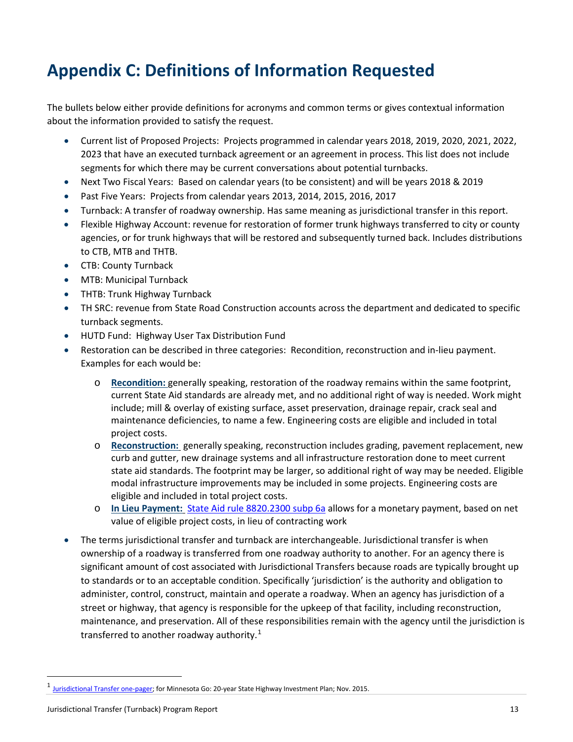# Appendix C: Definitions of Information Requested

The bullets below either provide definitions for acronyms and common terms or gives contextual information about the information provided to satisfy the request.

- Current list of Proposed Projects: Projects programmed in calendar years 2018, 2019, 2020, 2021, 2022, 2023 that have an executed turnback agreement or an agreement in process. This list does not include segments for which there may be current conversations about potential turnbacks.
- Next Two Fiscal Years: Based on calendar years (to be consistent) and will be years 2018 & 2019
- Past Five Years: Projects from calendar years 2013, 2014, 2015, 2016, 2017
- Turnback: A transfer of roadway ownership. Has same meaning as jurisdictional transfer in this report.
- Flexible Highway Account: revenue for restoration of former trunk highways transferred to city or county agencies, or for trunk highways that will be restored and subsequently turned back. Includes distributions to CTB, MTB and THTB.
- CTB: County Turnback
- MTB: Municipal Turnback
- THTB: Trunk Highway Turnback
- TH SRC: revenue from State Road Construction accounts across the department and dedicated to specific turnback segments.
- HUTD Fund: Highway User Tax Distribution Fund
- Restoration can be described in three categories: Recondition, reconstruction and in-lieu payment. Examples for each would be:
  - **Recondition:** generally speaking, restoration of the roadway remains within the same footprint, current State Aid standards are already met, and no additional right of way is needed. Work might include; mill & overlay of existing surface, asset preservation, drainage repair, crack seal and maintenance deficiencies, to name a few. Engineering costs are eligible and included in total project costs.
  - **Reconstruction:** generally speaking, reconstruction includes grading, pavement replacement, new curb and gutter, new drainage systems and all infrastructure restoration done to meet current state aid standards. The footprint may be larger, so additional right of way may be needed. Eligible modal infrastructure improvements may be included in some projects. Engineering costs are eligible and included in total project costs.
  - **In Lieu Payment:** State Aid rule 8820.2300 subp 6a allows for a monetary payment, based on net value of eligible project costs, in lieu of contracting work
- The terms jurisdictional transfer and turnback are interchangeable. Jurisdictional transfer is when ownership of a roadway is transferred from one roadway authority to another. For an agency there is significant amount of cost associated with Jurisdictional Transfers because roads are typically brought up to standards or to an acceptable condition. Specifically 'jurisdiction' is the authority and obligation to administer, control, construct, maintain and operate a roadway. When an agency has jurisdiction of a street or highway, that agency is responsible for the upkeep of that facility, including reconstruction, maintenance, and preservation. All of these responsibilities remain with the agency until the jurisdiction is transferred to another roadway authority.[1]

---

[1] Jurisdictional Transfer one-pager; for Minnesota Go: 20-year State Highway Investment Plan; Nov. 2015.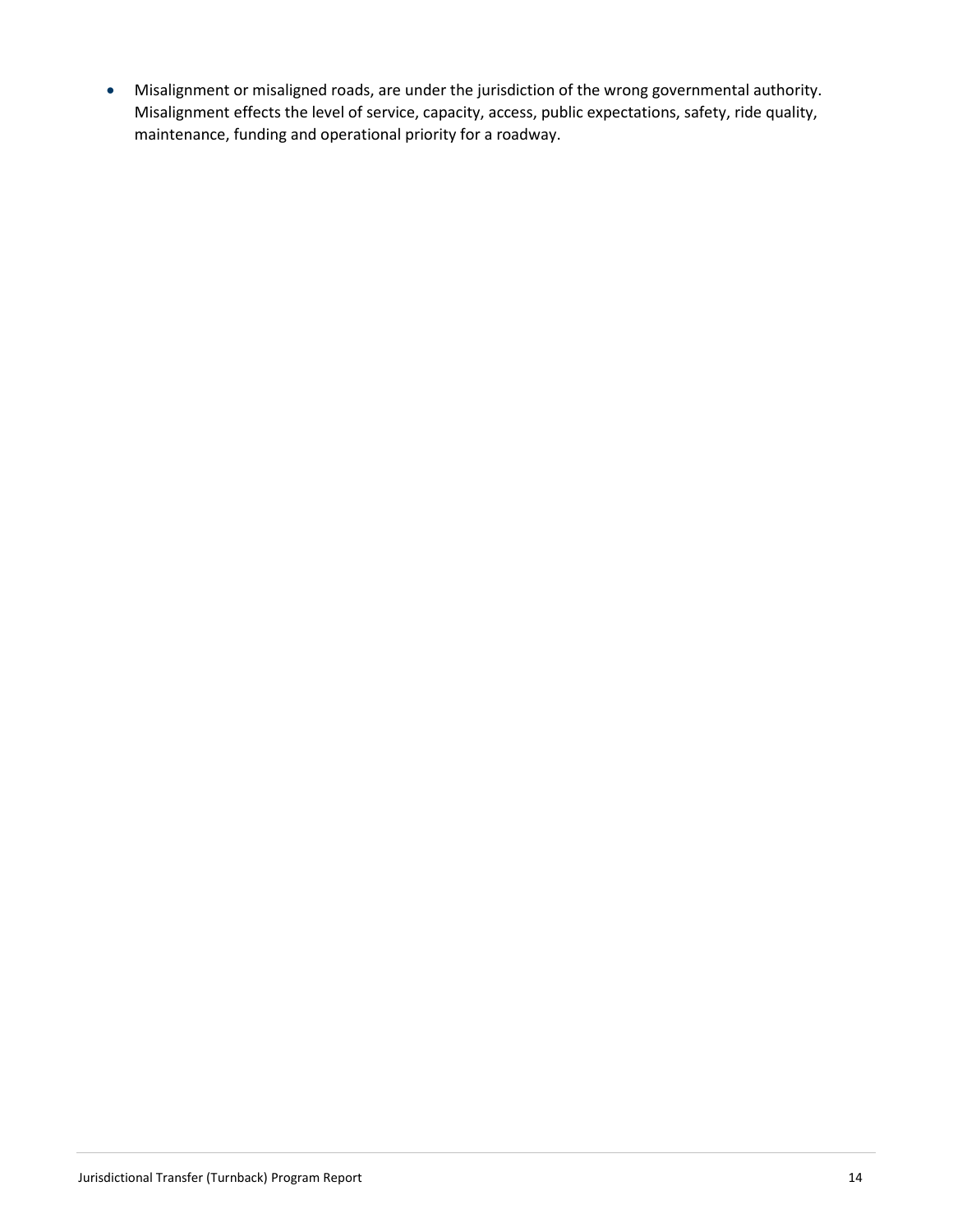- Misalignment or misaligned roads, are under the jurisdiction of the wrong governmental authority. Misalignment effects the level of service, capacity, access, public expectations, safety, ride quality, maintenance, funding and operational priority for a roadway.